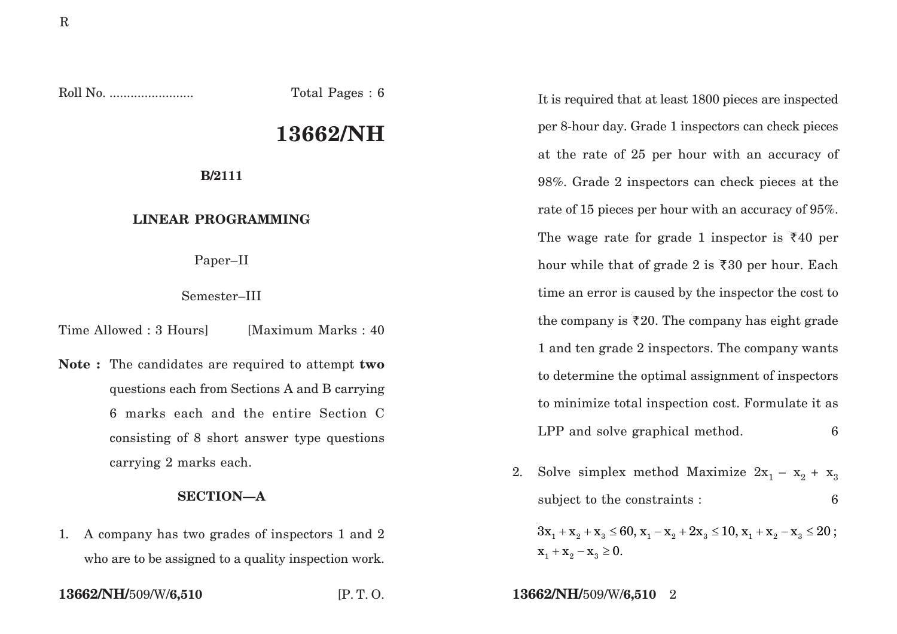R

Roll No. ........................ Total Pages : 6

# 13662/NH

**B/2111**

## LINEAR PROGRAMMING

Paper–II

Semester–III

Time Allowed : 3 Hours] [Maximum Marks : 40

**Note :** The candidates are required to attempt **two** questions each from Sections A and B carrying 6 marks each and the entire Section C consisting of 8 short answer type questions carrying 2 marks each.

### SECTION—A

1. A company has two grades of inspectors 1 and 2 who are to be assigned to a quality inspection work. It is required that at least 1800 pieces are inspected per 8-hour day. Grade 1 inspectors can check pieces at the rate of 25 per hour with an accuracy of 98%. Grade 2 inspectors can check pieces at the rate of 15 pieces per hour with an accuracy of 95%. The wage rate for grade 1 inspector is ₹40 per hour while that of grade 2 is ₹30 per hour. Each time an error is caused by the inspector the cost to the company is ₹20. The company has eight grade 1 and ten grade 2 inspectors. The company wants to determine the optimal assignment of inspectors to minimize total inspection cost. Formulate it as LPP and solve graphical method. 6

2. Solve simplex method Maximize $2x_1 - x_2 + x_3$ subject to the constraints : 6

$$3x_1 + x_2 + x_3 \leq 60,\ x_1 - x_2 + 2x_3 \leq 10,\ x_1 + x_2 - x_3 \leq 20\ ;$$
$$x_1 + x_2 - x_3 \geq 0.$$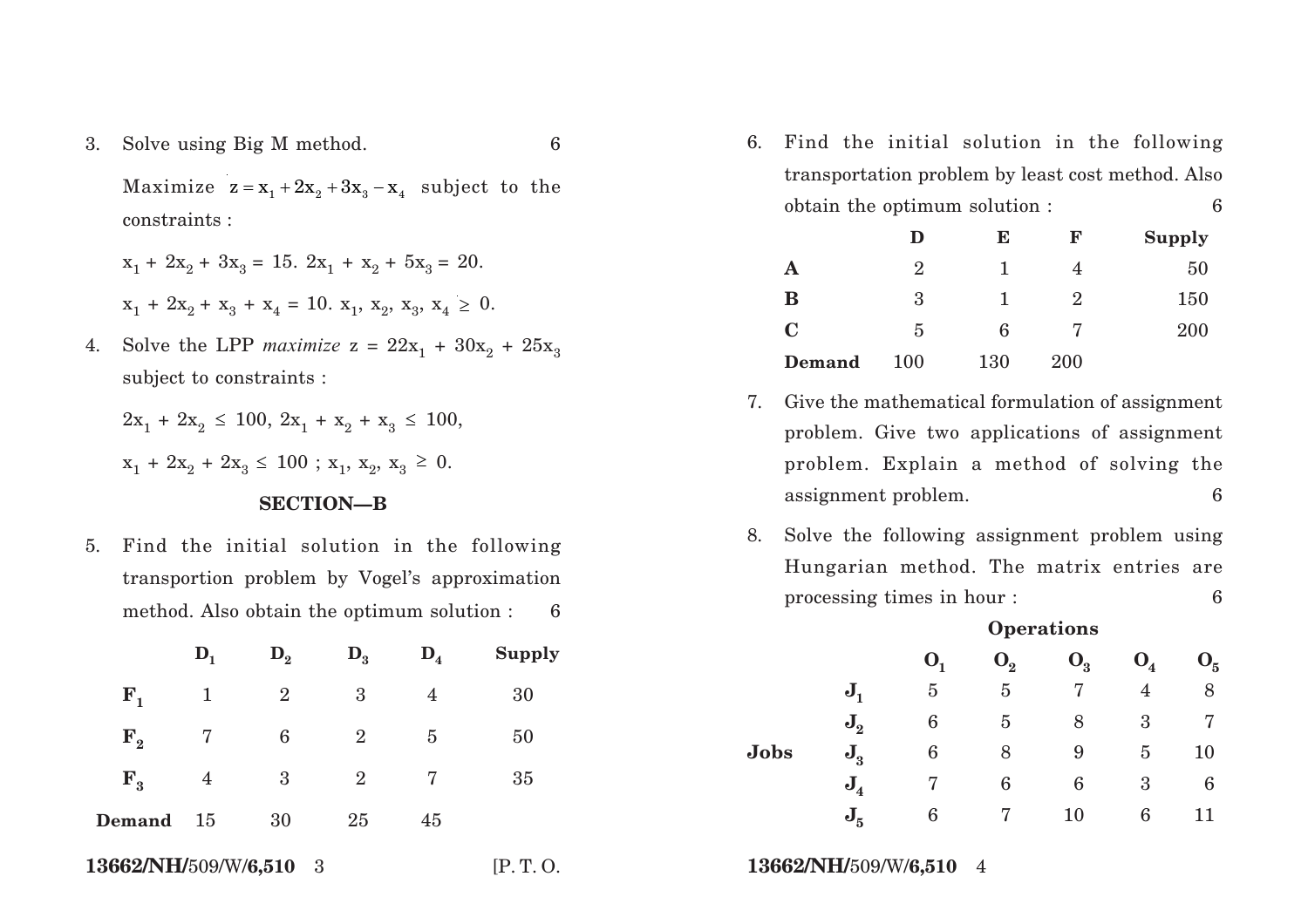3. Solve using Big M method. 6

   Maximize $z = x_1 + 2x_2 + 3x_3 - x_4$ subject to the constraints :

   $x_1 + 2x_2 + 3x_3 = 15$. $2x_1 + x_2 + 5x_3 = 20$.

   $x_1 + 2x_2 + x_3 + x_4 = 10$. $x_1, x_2, x_3, x_4 \geq 0$.

4. Solve the LPP *maximize* $z = 22x_1 + 30x_2 + 25x_3$ subject to constraints :

   $2x_1 + 2x_2 \leq 100$, $2x_1 + x_2 + x_3 \leq 100$,

   $x_1 + 2x_2 + 2x_3 \leq 100$ ; $x_1, x_2, x_3 \geq 0$.

## SECTION—B

5. Find the initial solution in the following transportion problem by Vogel's approximation method. Also obtain the optimum solution : 6

|  | $D_1$ | $D_2$ | $D_3$ | $D_4$ | Supply |
|---|---|---|---|---|---|
| $F_1$ | 1 | 2 | 3 | 4 | 30 |
| $F_2$ | 7 | 6 | 2 | 5 | 50 |
| $F_3$ | 4 | 3 | 2 | 7 | 35 |
| **Demand** | 15 | 30 | 25 | 45 |  |

6. Find the initial solution in the following transportation problem by least cost method. Also obtain the optimum solution : 6

|  | D | E | F | Supply |
|---|---|---|---|---|
| **A** | 2 | 1 | 4 | 50 |
| **B** | 3 | 1 | 2 | 150 |
| **C** | 5 | 6 | 7 | 200 |
| **Demand** | 100 | 130 | 200 |  |

7. Give the mathematical formulation of assignment problem. Give two applications of assignment problem. Explain a method of solving the assignment problem. 6

8. Solve the following assignment problem using Hungarian method. The matrix entries are processing times in hour : 6

|  |  | **Operations** |  |  |  |  |
|---|---|---|---|---|---|---|
|  |  | $O_1$ | $O_2$ | $O_3$ | $O_4$ | $O_5$ |
| **Jobs** | $J_1$ | 5 | 5 | 7 | 4 | 8 |
|  | $J_2$ | 6 | 5 | 8 | 3 | 7 |
|  | $J_3$ | 6 | 8 | 9 | 5 | 10 |
|  | $J_4$ | 7 | 6 | 6 | 3 | 6 |
|  | $J_5$ | 6 | 7 | 10 | 6 | 11 |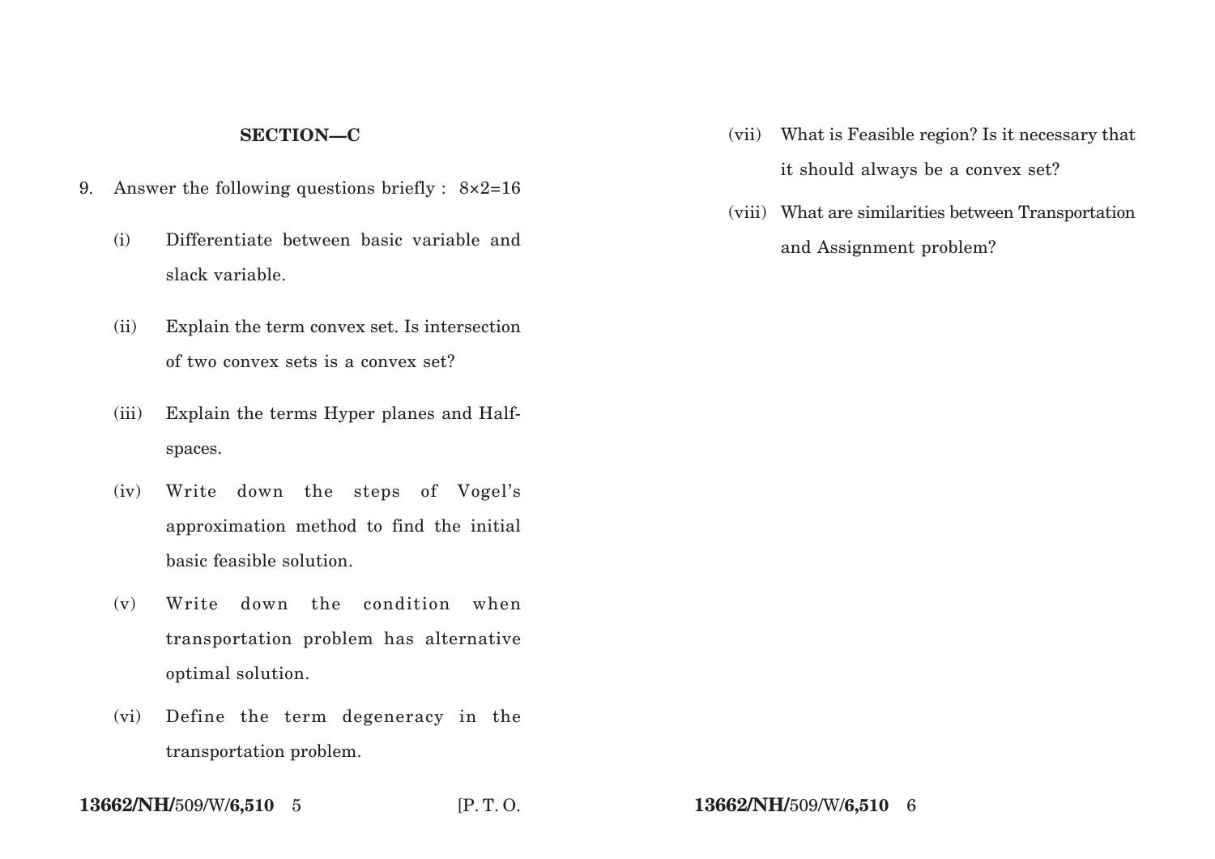## SECTION—C

9. Answer the following questions briefly : 8×2=16

   (i) Differentiate between basic variable and slack variable.

   (ii) Explain the term convex set. Is intersection of two convex sets is a convex set?

   (iii) Explain the terms Hyper planes and Half-spaces.

   (iv) Write down the steps of Vogel's approximation method to find the initial basic feasible solution.

   (v) Write down the condition when transportation problem has alternative optimal solution.

   (vi) Define the term degeneracy in the transportation problem.

   (vii) What is Feasible region? Is it necessary that it should always be a convex set?

   (viii) What are similarities between Transportation and Assignment problem?